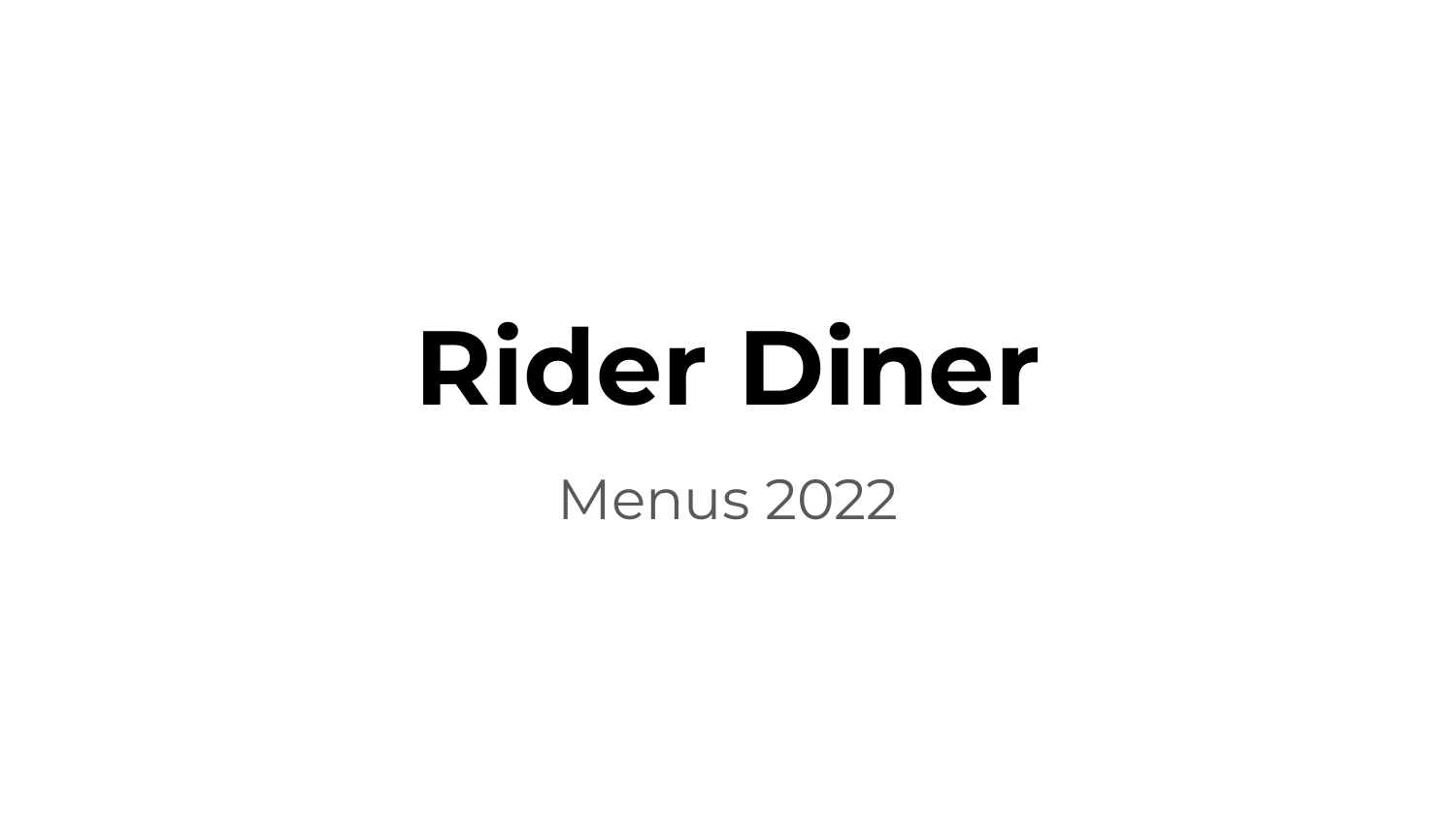# Rider Diner

Menus 2022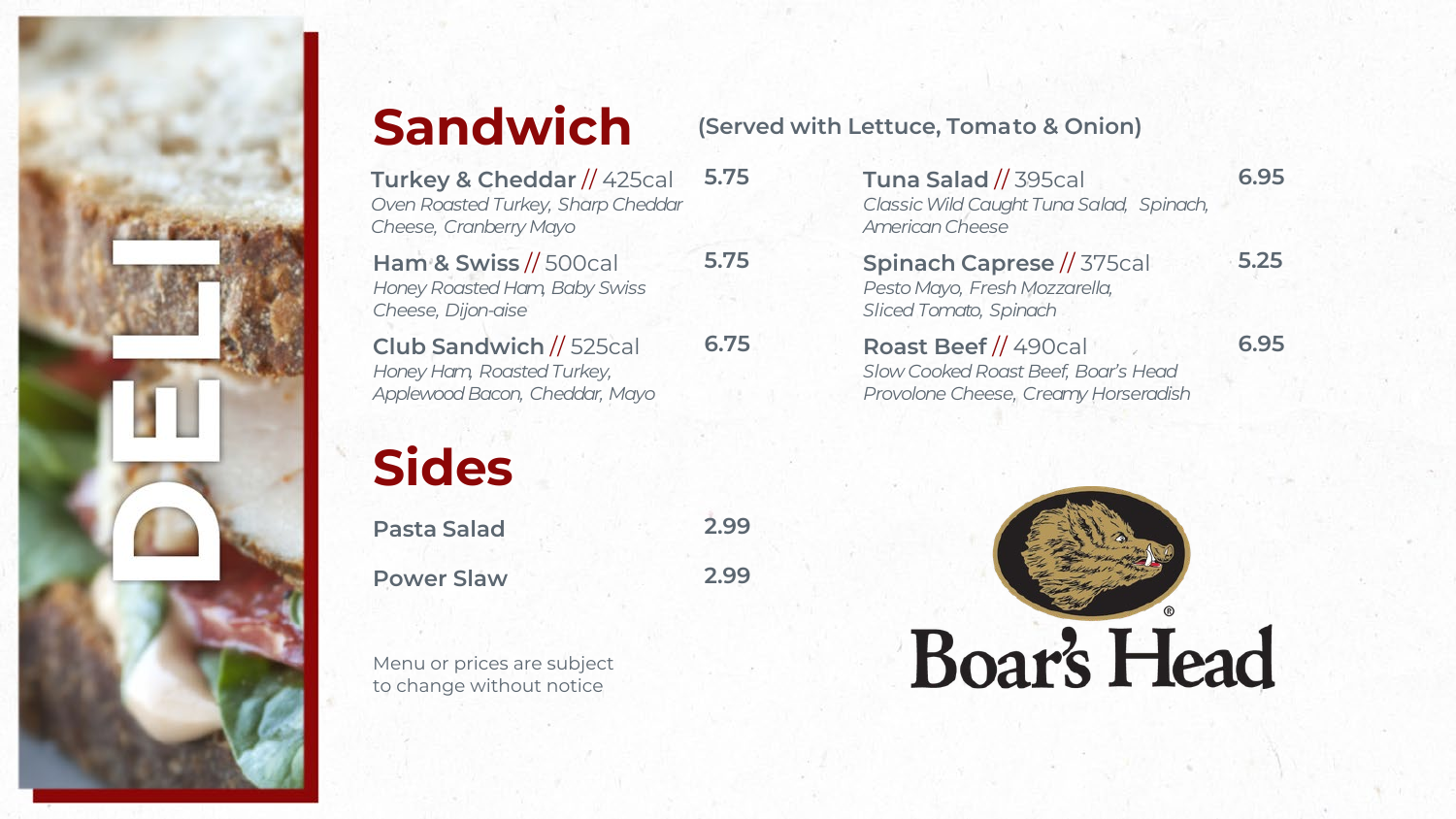DELI

# Sandwich

(Served with Lettuce, Tomato & Onion)

**Turkey & Cheddar** // 425cal — **5.75**
*Oven Roasted Turkey, Sharp Cheddar Cheese, Cranberry Mayo*

**Ham & Swiss** // 500cal — **5.75**
*Honey Roasted Ham, Baby Swiss Cheese, Dijon-aise*

**Club Sandwich** // 525cal — **6.75**
*Honey Ham, Roasted Turkey, Applewood Bacon, Cheddar, Mayo*

**Tuna Salad** // 395cal — **6.95**
*Classic Wild Caught Tuna Salad, Spinach, American Cheese*

**Spinach Caprese** // 375cal — **5.25**
*Pesto Mayo, Fresh Mozzarella, Sliced Tomato, Spinach*

**Roast Beef** // 490cal — **6.95**
*Slow Cooked Roast Beef, Boar's Head Provolone Cheese, Creamy Horseradish*

# Sides

| Item | Price |
|---|---|
| Pasta Salad | 2.99 |
| Power Slaw | 2.99 |

Menu or prices are subject to change without notice

Boar's Head®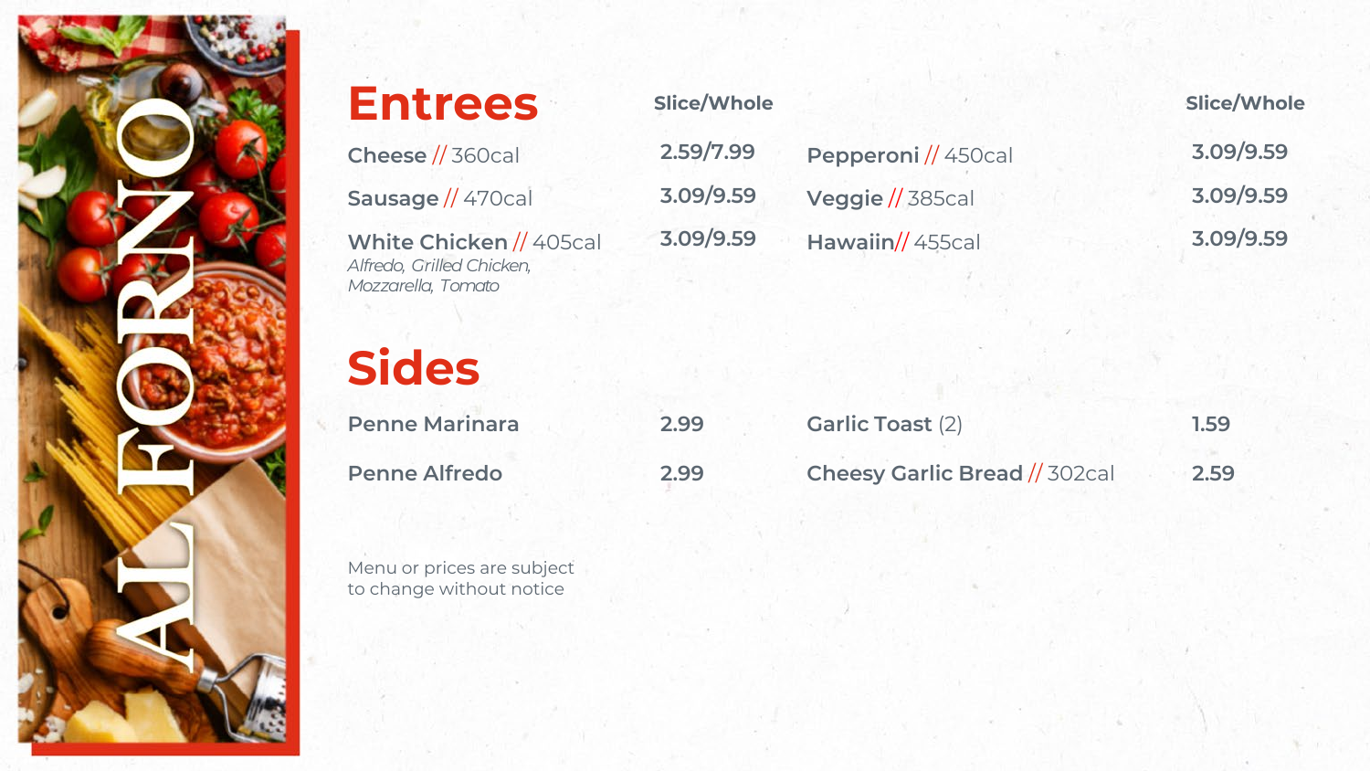AL FORNO

# Entrees

| Item | Slice/Whole | Item | Slice/Whole |
| --- | --- | --- | --- |
| **Cheese** // 360cal | 2.59/7.99 | **Pepperoni** // 450cal | 3.09/9.59 |
| **Sausage** // 470cal | 3.09/9.59 | **Veggie** // 385cal | 3.09/9.59 |
| **White Chicken** // 405cal *Alfredo, Grilled Chicken, Mozzarella, Tomato* | 3.09/9.59 | **Hawaiin**// 455cal | 3.09/9.59 |

# Sides

| Item | Price | Item | Price |
| --- | --- | --- | --- |
| **Penne Marinara** | 2.99 | **Garlic Toast** (2) | 1.59 |
| **Penne Alfredo** | 2.99 | **Cheesy Garlic Bread** // 302cal | 2.59 |

Menu or prices are subject to change without notice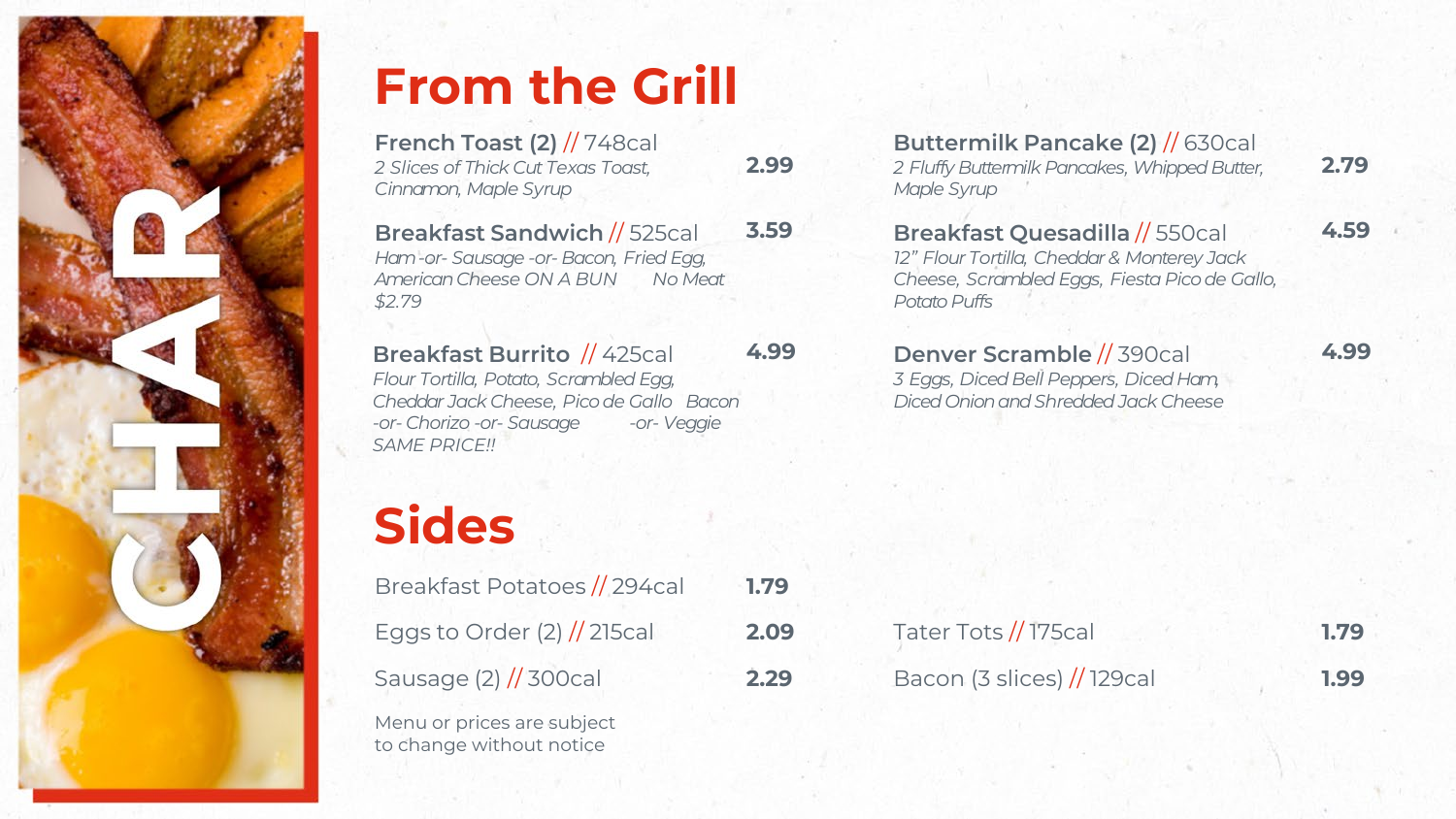CHAR

# From the Grill

**French Toast (2)** // 748cal — **2.99**
*2 Slices of Thick Cut Texas Toast, Cinnamon, Maple Syrup*

**Breakfast Sandwich** // 525cal — **3.59**
*Ham -or- Sausage -or- Bacon, Fried Egg, American Cheese ON A BUN No Meat $2.79*

**Breakfast Burrito** // 425cal — **4.99**
*Flour Tortilla, Potato, Scrambled Egg, Cheddar Jack Cheese, Pico de Gallo Bacon -or- Chorizo -or- Sausage -or- Veggie SAME PRICE!!*

**Buttermilk Pancake (2)** // 630cal — **2.79**
*2 Fluffy Buttermilk Pancakes, Whipped Butter, Maple Syrup*

**Breakfast Quesadilla** // 550cal — **4.59**
*12" Flour Tortilla, Cheddar & Monterey Jack Cheese, Scrambled Eggs, Fiesta Pico de Gallo, Potato Puffs*

**Denver Scramble** // 390cal — **4.99**
*3 Eggs, Diced Bell Peppers, Diced Ham, Diced Onion and Shredded Jack Cheese*

# Sides

| Item | Price |
|---|---|
| Breakfast Potatoes // 294cal | **1.79** |
| Eggs to Order (2) // 215cal | **2.09** |
| Sausage (2) // 300cal | **2.29** |
| Tater Tots // 175cal | **1.79** |
| Bacon (3 slices) // 129cal | **1.99** |

Menu or prices are subject to change without notice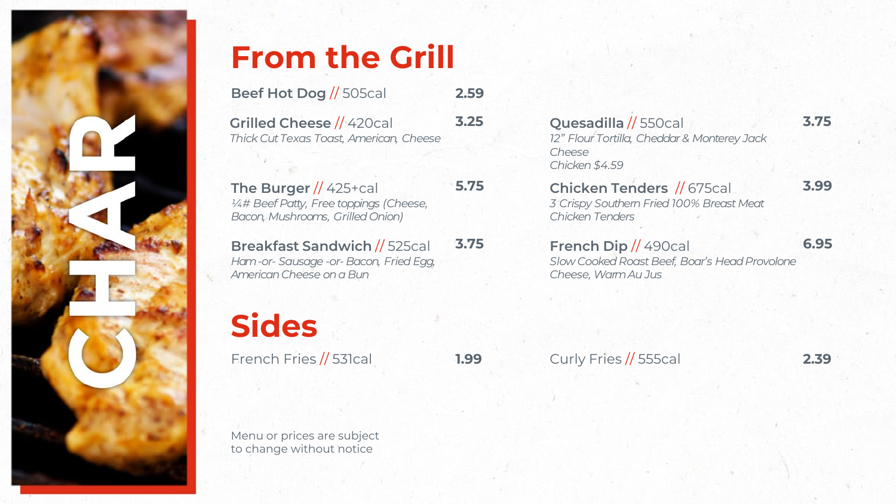CHAR

# From the Grill

**Beef Hot Dog** // 505cal — **2.59**

**Grilled Cheese** // 420cal — **3.25**
*Thick Cut Texas Toast, American, Cheese*

**The Burger** // 425+cal — **5.75**
*¼# Beef Patty, Free toppings (Cheese, Bacon, Mushrooms, Grilled Onion)*

**Breakfast Sandwich** // 525cal — **3.75**
*Ham -or- Sausage -or- Bacon, Fried Egg, American Cheese on a Bun*

**Quesadilla** // 550cal — **3.75**
*12" Flour Tortilla, Cheddar & Monterey Jack Cheese*
*Chicken $4.59*

**Chicken Tenders** // 675cal — **3.99**
*3 Crispy Southern Fried 100% Breast Meat Chicken Tenders*

**French Dip** // 490cal — **6.95**
*Slow Cooked Roast Beef, Boar's Head Provolone Cheese, Warm Au Jus*

# Sides

French Fries // 531cal — **1.99**

Curly Fries // 555cal — **2.39**

Menu or prices are subject to change without notice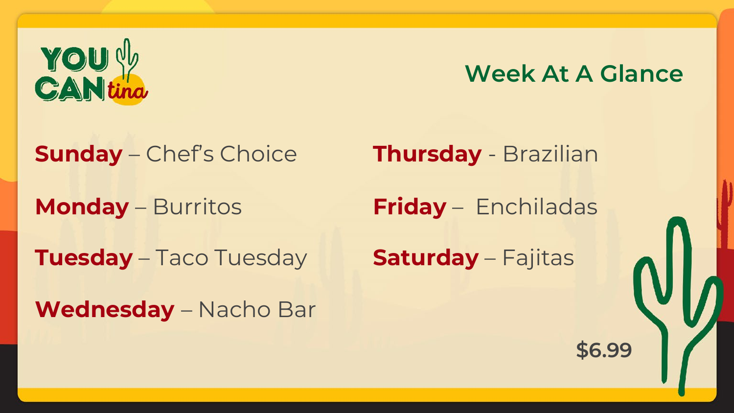YOU CANtina

## Week At A Glance

**Sunday** – Chef's Choice

**Monday** – Burritos

**Tuesday** – Taco Tuesday

**Wednesday** – Nacho Bar

**Thursday** - Brazilian

**Friday** – Enchiladas

**Saturday** – Fajitas

**$6.99**